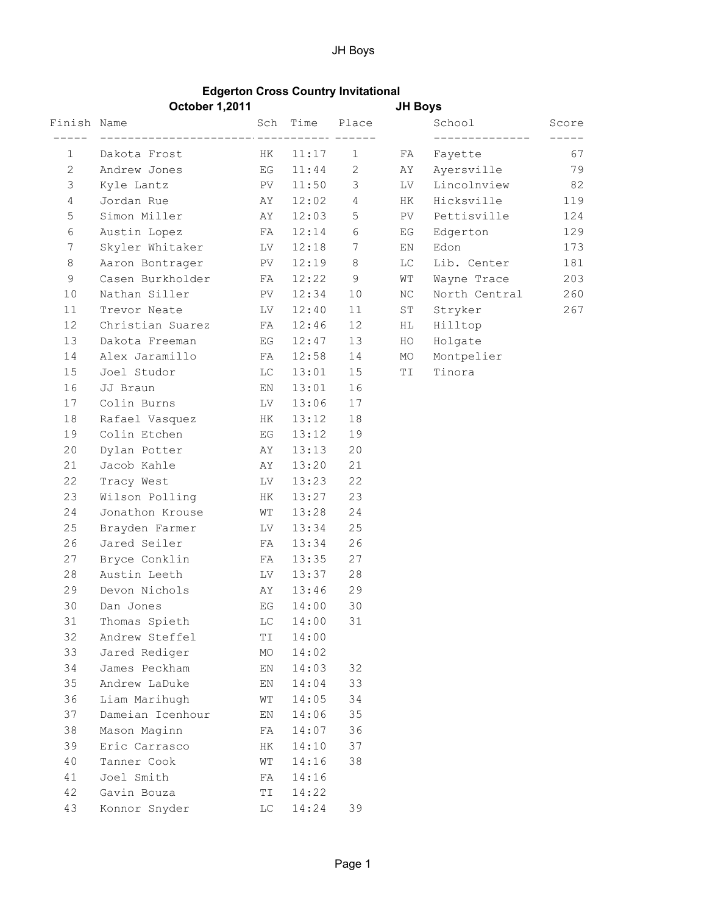# Edgerton Cross Country Invitational

**October 1,2011** **JH Boys**

| Finish | Name | Sch | Time | Place |
|---|---|---|---|---|
| 1 | Dakota Frost | HK | 11:17 | 1 |
| 2 | Andrew Jones | EG | 11:44 | 2 |
| 3 | Kyle Lantz | PV | 11:50 | 3 |
| 4 | Jordan Rue | AY | 12:02 | 4 |
| 5 | Simon Miller | AY | 12:03 | 5 |
| 6 | Austin Lopez | FA | 12:14 | 6 |
| 7 | Skyler Whitaker | LV | 12:18 | 7 |
| 8 | Aaron Bontrager | PV | 12:19 | 8 |
| 9 | Casen Burkholder | FA | 12:22 | 9 |
| 10 | Nathan Siller | PV | 12:34 | 10 |
| 11 | Trevor Neate | LV | 12:40 | 11 |
| 12 | Christian Suarez | FA | 12:46 | 12 |
| 13 | Dakota Freeman | EG | 12:47 | 13 |
| 14 | Alex Jaramillo | FA | 12:58 | 14 |
| 15 | Joel Studor | LC | 13:01 | 15 |
| 16 | JJ Braun | EN | 13:01 | 16 |
| 17 | Colin Burns | LV | 13:06 | 17 |
| 18 | Rafael Vasquez | HK | 13:12 | 18 |
| 19 | Colin Etchen | EG | 13:12 | 19 |
| 20 | Dylan Potter | AY | 13:13 | 20 |
| 21 | Jacob Kahle | AY | 13:20 | 21 |
| 22 | Tracy West | LV | 13:23 | 22 |
| 23 | Wilson Polling | HK | 13:27 | 23 |
| 24 | Jonathon Krouse | WT | 13:28 | 24 |
| 25 | Brayden Farmer | LV | 13:34 | 25 |
| 26 | Jared Seiler | FA | 13:34 | 26 |
| 27 | Bryce Conklin | FA | 13:35 | 27 |
| 28 | Austin Leeth | LV | 13:37 | 28 |
| 29 | Devon Nichols | AY | 13:46 | 29 |
| 30 | Dan Jones | EG | 14:00 | 30 |
| 31 | Thomas Spieth | LC | 14:00 | 31 |
| 32 | Andrew Steffel | TI | 14:00 | |
| 33 | Jared Rediger | MO | 14:02 | |
| 34 | James Peckham | EN | 14:03 | 32 |
| 35 | Andrew LaDuke | EN | 14:04 | 33 |
| 36 | Liam Marihugh | WT | 14:05 | 34 |
| 37 | Dameian Icenhour | EN | 14:06 | 35 |
| 38 | Mason Maginn | FA | 14:07 | 36 |
| 39 | Eric Carrasco | HK | 14:10 | 37 |
| 40 | Tanner Cook | WT | 14:16 | 38 |
| 41 | Joel Smith | FA | 14:16 | |
| 42 | Gavin Bouza | TI | 14:22 | |
| 43 | Konnor Snyder | LC | 14:24 | 39 |

| | School | Score |
|---|---|---|
| FA | Fayette | 67 |
| AY | Ayersville | 79 |
| LV | Lincolnview | 82 |
| HK | Hicksville | 119 |
| PV | Pettisville | 124 |
| EG | Edgerton | 129 |
| EN | Edon | 173 |
| LC | Lib. Center | 181 |
| WT | Wayne Trace | 203 |
| NC | North Central | 260 |
| ST | Stryker | 267 |
| HL | Hilltop | |
| HO | Holgate | |
| MO | Montpelier | |
| TI | Tinora | |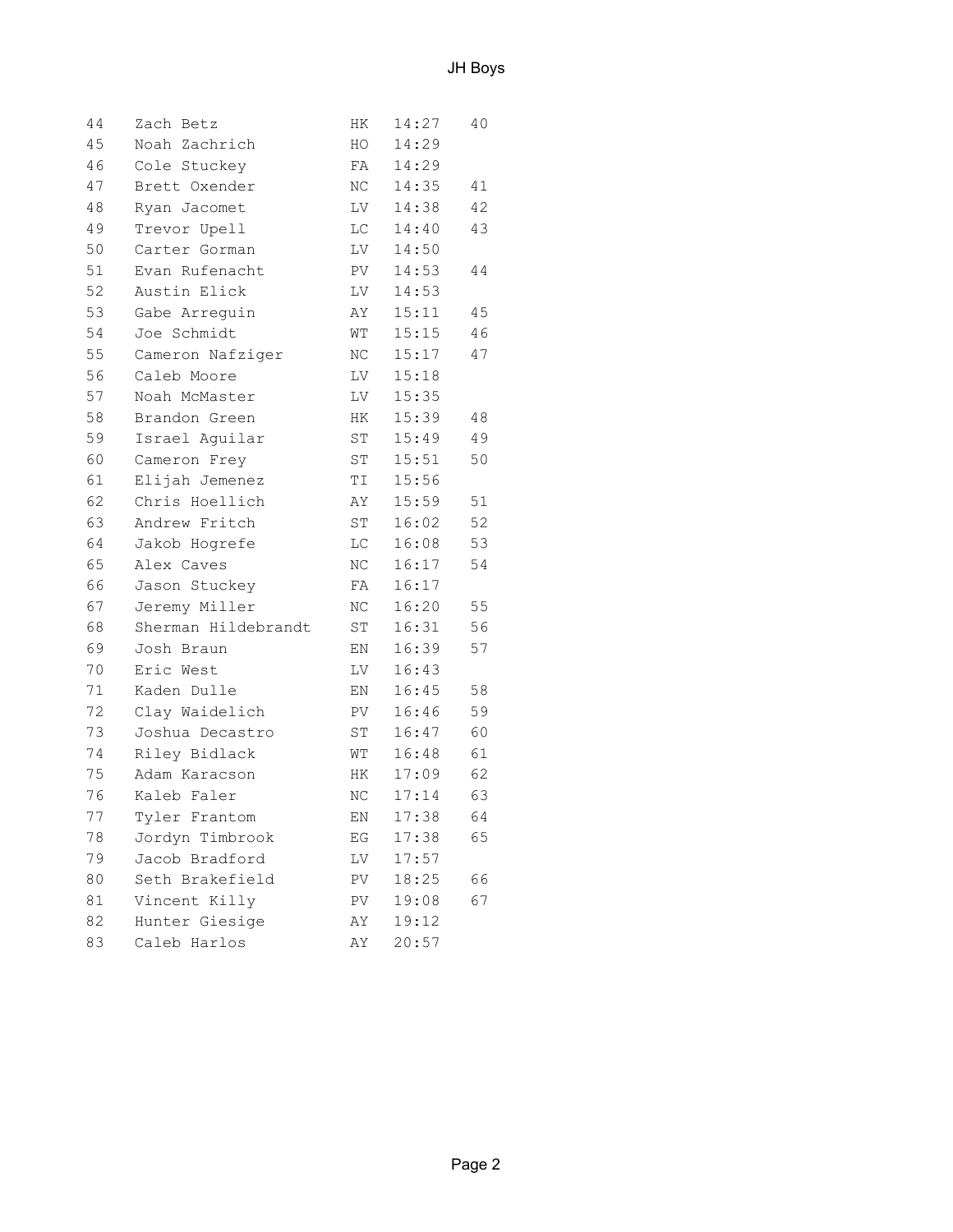## JH Boys

| | | | | |
|---|---|---|---|---|
| 44 | Zach Betz | HK | 14:27 | 40 |
| 45 | Noah Zachrich | HO | 14:29 | |
| 46 | Cole Stuckey | FA | 14:29 | |
| 47 | Brett Oxender | NC | 14:35 | 41 |
| 48 | Ryan Jacomet | LV | 14:38 | 42 |
| 49 | Trevor Upell | LC | 14:40 | 43 |
| 50 | Carter Gorman | LV | 14:50 | |
| 51 | Evan Rufenacht | PV | 14:53 | 44 |
| 52 | Austin Elick | LV | 14:53 | |
| 53 | Gabe Arreguin | AY | 15:11 | 45 |
| 54 | Joe Schmidt | WT | 15:15 | 46 |
| 55 | Cameron Nafziger | NC | 15:17 | 47 |
| 56 | Caleb Moore | LV | 15:18 | |
| 57 | Noah McMaster | LV | 15:35 | |
| 58 | Brandon Green | HK | 15:39 | 48 |
| 59 | Israel Aguilar | ST | 15:49 | 49 |
| 60 | Cameron Frey | ST | 15:51 | 50 |
| 61 | Elijah Jemenez | TI | 15:56 | |
| 62 | Chris Hoellich | AY | 15:59 | 51 |
| 63 | Andrew Fritch | ST | 16:02 | 52 |
| 64 | Jakob Hogrefe | LC | 16:08 | 53 |
| 65 | Alex Caves | NC | 16:17 | 54 |
| 66 | Jason Stuckey | FA | 16:17 | |
| 67 | Jeremy Miller | NC | 16:20 | 55 |
| 68 | Sherman Hildebrandt | ST | 16:31 | 56 |
| 69 | Josh Braun | EN | 16:39 | 57 |
| 70 | Eric West | LV | 16:43 | |
| 71 | Kaden Dulle | EN | 16:45 | 58 |
| 72 | Clay Waidelich | PV | 16:46 | 59 |
| 73 | Joshua Decastro | ST | 16:47 | 60 |
| 74 | Riley Bidlack | WT | 16:48 | 61 |
| 75 | Adam Karacson | HK | 17:09 | 62 |
| 76 | Kaleb Faler | NC | 17:14 | 63 |
| 77 | Tyler Frantom | EN | 17:38 | 64 |
| 78 | Jordyn Timbrook | EG | 17:38 | 65 |
| 79 | Jacob Bradford | LV | 17:57 | |
| 80 | Seth Brakefield | PV | 18:25 | 66 |
| 81 | Vincent Killy | PV | 19:08 | 67 |
| 82 | Hunter Giesige | AY | 19:12 | |
| 83 | Caleb Harlos | AY | 20:57 | |